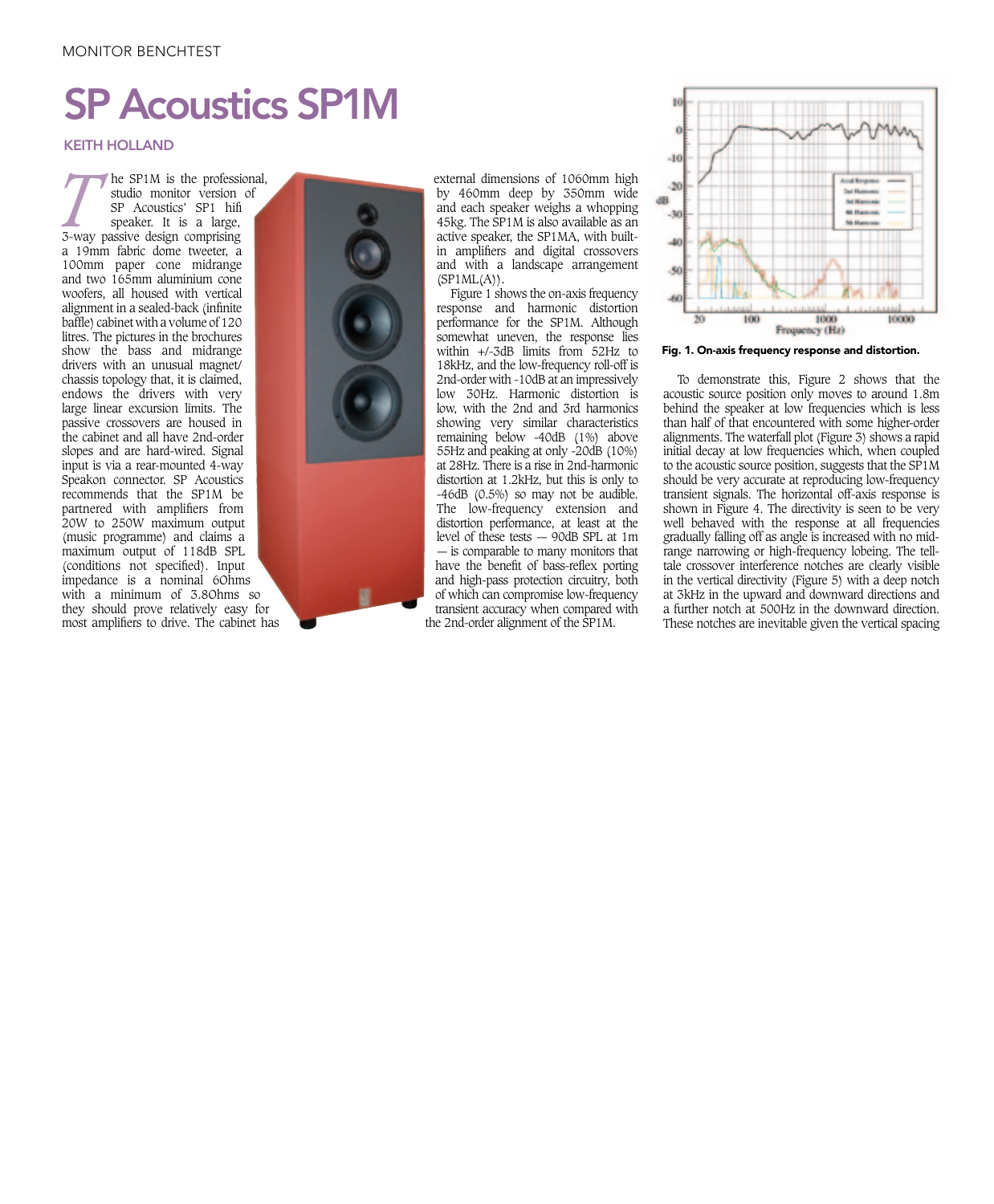# SP Acoustics SP1M

KEITH HOLLAND

The SP1M is the professional, studio monitor version of SP Acoustics' SP1 hifi speaker. It is a large, 3-way passive design comprising a 19mm fabric dome tweeter, a 100mm paper cone midrange and two 165mm aluminium cone woofers, all housed with vertical alignment in a sealed-back (infinite baffle) cabinet with a volume of 120 litres. The pictures in the brochures show the bass and midrange drivers with an unusual magnet/chassis topology that, it is claimed, endows the drivers with very large linear excursion limits. The passive crossovers are housed in the cabinet and all have 2nd-order slopes and are hard-wired. Signal input is via a rear-mounted 4-way Speakon connector. SP Acoustics recommends that the SP1M be partnered with amplifiers from 20W to 250W maximum output (music programme) and claims a maximum output of 118dB SPL (conditions not specified). Input impedance is a nominal 6Ohms with a minimum of 3.8Ohms so they should prove relatively easy for most amplifiers to drive. The cabinet has external dimensions of 1060mm high by 460mm deep by 350mm wide and each speaker weighs a whopping 45kg. The SP1M is also available as an active speaker, the SP1MA, with built-in amplifiers and digital crossovers and with a landscape arrangement (SP1ML(A)).

Figure 1 shows the on-axis frequency response and harmonic distortion performance for the SP1M. Although somewhat uneven, the response lies within +/-3dB limits from 52Hz to 18kHz, and the low-frequency roll-off is 2nd-order with -10dB at an impressively low 30Hz. Harmonic distortion is low, with the 2nd and 3rd harmonics showing very similar characteristics remaining below -40dB (1%) above 55Hz and peaking at only -20dB (10%) at 28Hz. There is a rise in 2nd-harmonic distortion at 1.2kHz, but this is only to -46dB (0.5%) so may not be audible. The low-frequency extension and distortion performance, at least at the level of these tests — 90dB SPL at 1m — is comparable to many monitors that have the benefit of bass-reflex porting and high-pass protection circuitry, both of which can compromise low-frequency transient accuracy when compared with the 2nd-order alignment of the SP1M.

**Fig. 1. On-axis frequency response and distortion.**

To demonstrate this, Figure 2 shows that the acoustic source position only moves to around 1.8m behind the speaker at low frequencies which is less than half of that encountered with some higher-order alignments. The waterfall plot (Figure 3) shows a rapid initial decay at low frequencies which, when coupled to the acoustic source position, suggests that the SP1M should be very accurate at reproducing low-frequency transient signals. The horizontal off-axis response is shown in Figure 4. The directivity is seen to be very well behaved with the response at all frequencies gradually falling off as angle is increased with no mid-range narrowing or high-frequency lobeing. The tell-tale crossover interference notches are clearly visible in the vertical directivity (Figure 5) with a deep notch at 3kHz in the upward and downward directions and a further notch at 500Hz in the downward direction. These notches are inevitable given the vertical spacing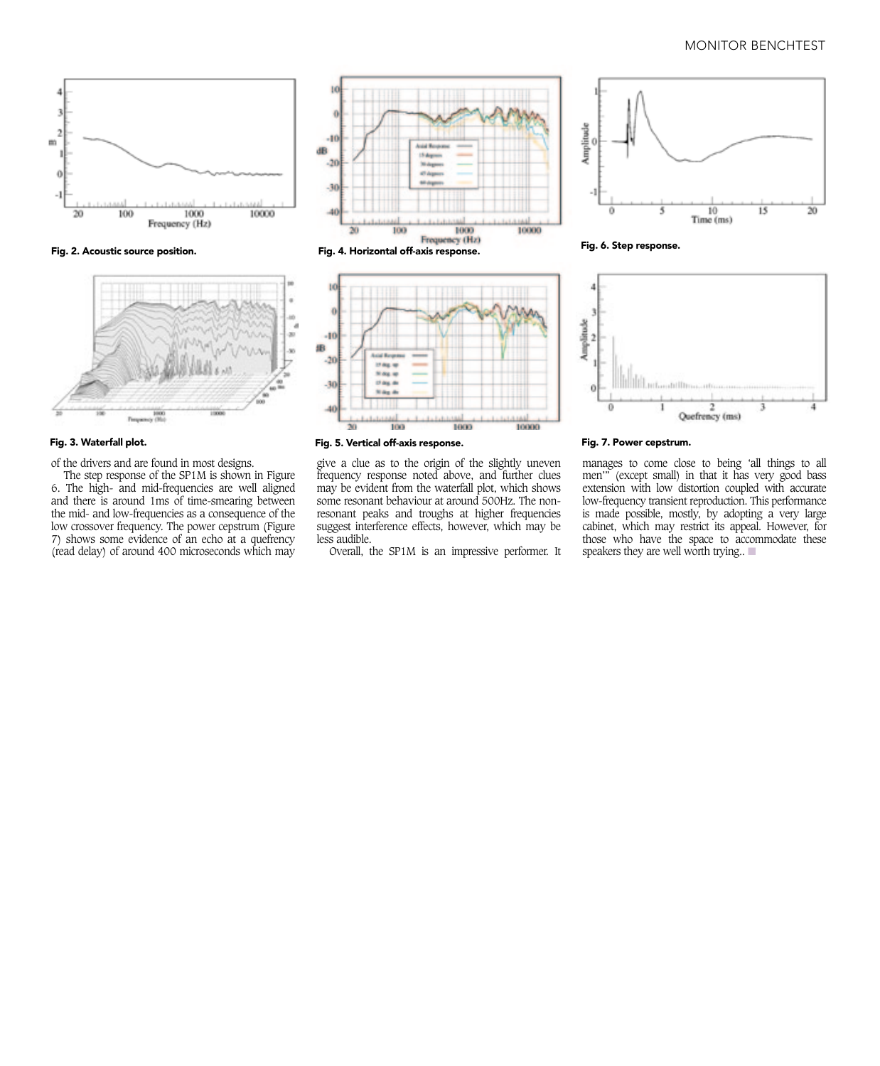Fig. 2. Acoustic source position.

Fig. 4. Horizontal off-axis response.

Fig. 6. Step response.

Fig. 3. Waterfall plot.

Fig. 5. Vertical off-axis response.

Fig. 7. Power cepstrum.

of the drivers and are found in most designs.

The step response of the SP1M is shown in Figure 6. The high- and mid-frequencies are well aligned and there is around 1ms of time-smearing between the mid- and low-frequencies as a consequence of the low crossover frequency. The power cepstrum (Figure 7) shows some evidence of an echo at a quefrency (read delay) of around 400 microseconds which may give a clue as to the origin of the slightly uneven frequency response noted above, and further clues may be evident from the waterfall plot, which shows some resonant behaviour at around 500Hz. The non-resonant peaks and troughs at higher frequencies suggest interference effects, however, which may be less audible.

Overall, the SP1M is an impressive performer. It manages to come close to being 'all things to all men'" (except small) in that it has very good bass extension with low distortion coupled with accurate low-frequency transient reproduction. This performance is made possible, mostly, by adopting a very large cabinet, which may restrict its appeal. However, for those who have the space to accommodate these speakers they are well worth trying..